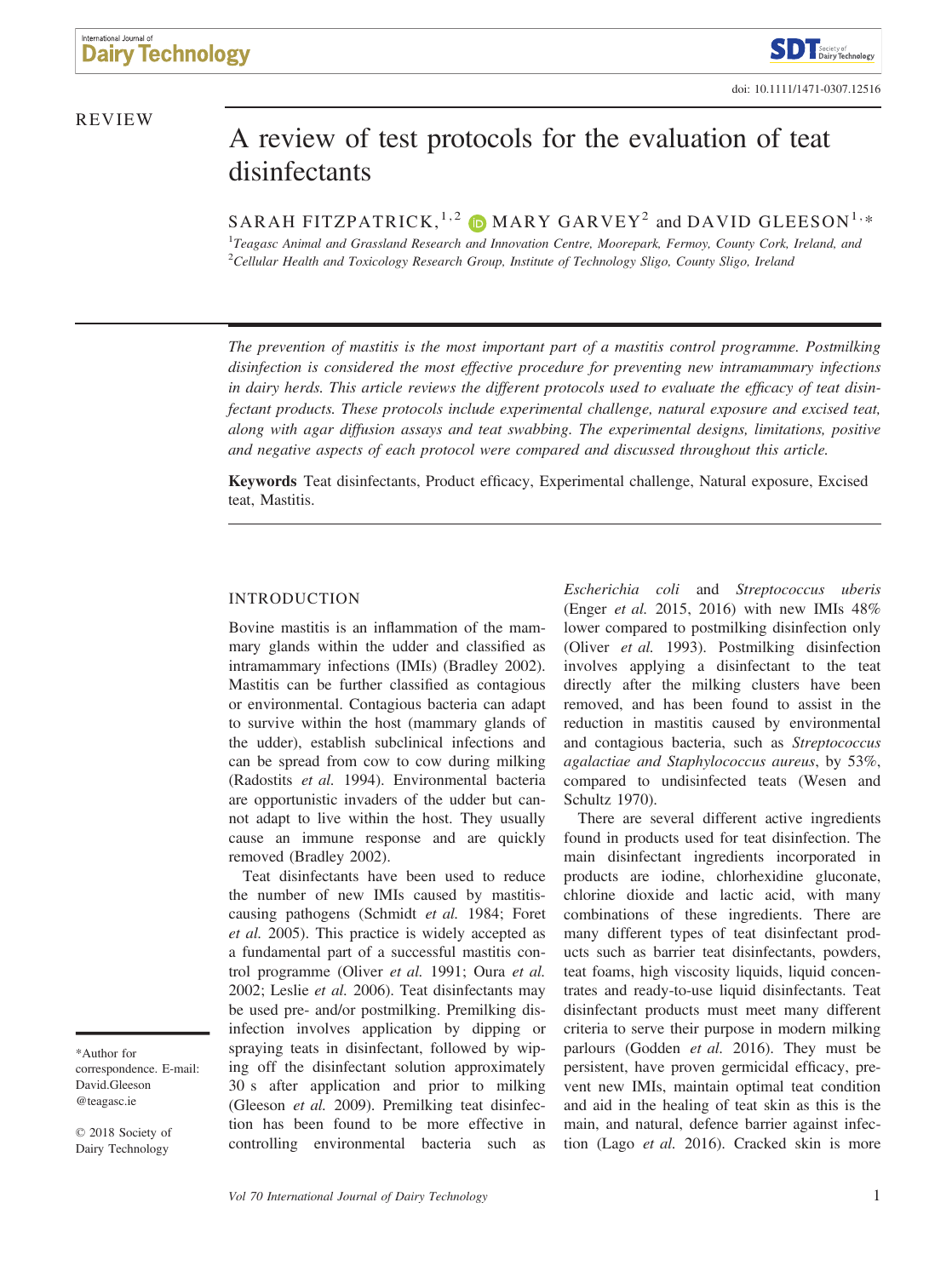REVIEW

# A review of test protocols for the evaluation of teat disinfectants

SARAH FITZPATRICK,[1,2] MARY GARVEY[2] and DAVID GLEESON[1,*]

[1]Teagasc Animal and Grassland Research and Innovation Centre, Moorepark, Fermoy, County Cork, Ireland, and [2]Cellular Health and Toxicology Research Group, Institute of Technology Sligo, County Sligo, Ireland

*The prevention of mastitis is the most important part of a mastitis control programme. Postmilking disinfection is considered the most effective procedure for preventing new intramammary infections in dairy herds. This article reviews the different protocols used to evaluate the efficacy of teat disinfectant products. These protocols include experimental challenge, natural exposure and excised teat, along with agar diffusion assays and teat swabbing. The experimental designs, limitations, positive and negative aspects of each protocol were compared and discussed throughout this article.*

**Keywords** Teat disinfectants, Product efficacy, Experimental challenge, Natural exposure, Excised teat, Mastitis.

*Author for correspondence. E-mail: David.Gleeson@teagasc.ie

© 2018 Society of Dairy Technology

## INTRODUCTION

Bovine mastitis is an inflammation of the mammary glands within the udder and classified as intramammary infections (IMIs) (Bradley 2002). Mastitis can be further classified as contagious or environmental. Contagious bacteria can adapt to survive within the host (mammary glands of the udder), establish subclinical infections and can be spread from cow to cow during milking (Radostits *et al.* 1994). Environmental bacteria are opportunistic invaders of the udder but cannot adapt to live within the host. They usually cause an immune response and are quickly removed (Bradley 2002).

Teat disinfectants have been used to reduce the number of new IMIs caused by mastitis-causing pathogens (Schmidt *et al.* 1984; Foret *et al.* 2005). This practice is widely accepted as a fundamental part of a successful mastitis control programme (Oliver *et al.* 1991; Oura *et al.* 2002; Leslie *et al.* 2006). Teat disinfectants may be used pre- and/or postmilking. Premilking disinfection involves application by dipping or spraying teats in disinfectant, followed by wiping off the disinfectant solution approximately 30 s after application and prior to milking (Gleeson *et al.* 2009). Premilking teat disinfection has been found to be more effective in controlling environmental bacteria such as *Escherichia coli* and *Streptococcus uberis* (Enger *et al.* 2015, 2016) with new IMIs 48% lower compared to postmilking disinfection only (Oliver *et al.* 1993). Postmilking disinfection involves applying a disinfectant to the teat directly after the milking clusters have been removed, and has been found to assist in the reduction in mastitis caused by environmental and contagious bacteria, such as *Streptococcus agalactiae and Staphylococcus aureus*, by 53%, compared to undisinfected teats (Wesen and Schultz 1970).

There are several different active ingredients found in products used for teat disinfection. The main disinfectant ingredients incorporated in products are iodine, chlorhexidine gluconate, chlorine dioxide and lactic acid, with many combinations of these ingredients. There are many different types of teat disinfectant products such as barrier teat disinfectants, powders, teat foams, high viscosity liquids, liquid concentrates and ready-to-use liquid disinfectants. Teat disinfectant products must meet many different criteria to serve their purpose in modern milking parlours (Godden *et al.* 2016). They must be persistent, have proven germicidal efficacy, prevent new IMIs, maintain optimal teat condition and aid in the healing of teat skin as this is the main, and natural, defence barrier against infection (Lago *et al.* 2016). Cracked skin is more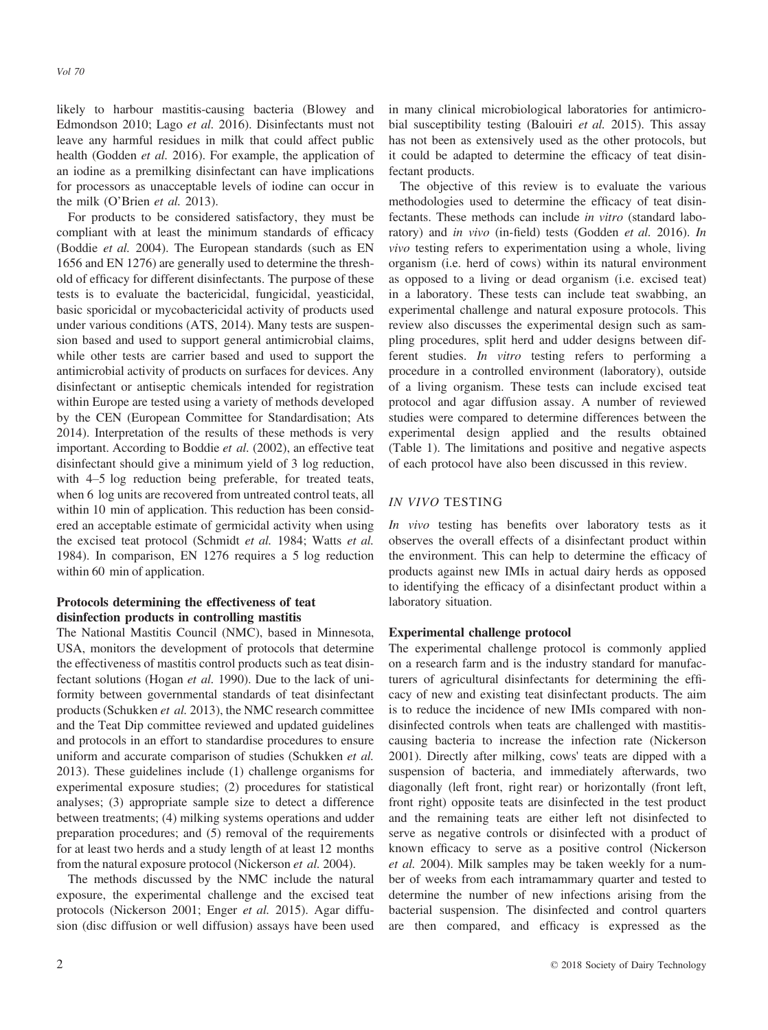likely to harbour mastitis-causing bacteria (Blowey and Edmondson 2010; Lago *et al.* 2016). Disinfectants must not leave any harmful residues in milk that could affect public health (Godden *et al.* 2016). For example, the application of an iodine as a premilking disinfectant can have implications for processors as unacceptable levels of iodine can occur in the milk (O'Brien *et al.* 2013).

For products to be considered satisfactory, they must be compliant with at least the minimum standards of efficacy (Boddie *et al.* 2004). The European standards (such as EN 1656 and EN 1276) are generally used to determine the threshold of efficacy for different disinfectants. The purpose of these tests is to evaluate the bactericidal, fungicidal, yeasticidal, basic sporicidal or mycobactericidal activity of products used under various conditions (ATS, 2014). Many tests are suspension based and used to support general antimicrobial claims, while other tests are carrier based and used to support the antimicrobial activity of products on surfaces for devices. Any disinfectant or antiseptic chemicals intended for registration within Europe are tested using a variety of methods developed by the CEN (European Committee for Standardisation; Ats 2014). Interpretation of the results of these methods is very important. According to Boddie *et al.* (2002), an effective teat disinfectant should give a minimum yield of 3 log reduction, with 4–5 log reduction being preferable, for treated teats, when 6 log units are recovered from untreated control teats, all within 10 min of application. This reduction has been considered an acceptable estimate of germicidal activity when using the excised teat protocol (Schmidt *et al.* 1984; Watts *et al.* 1984). In comparison, EN 1276 requires a 5 log reduction within 60 min of application.

### Protocols determining the effectiveness of teat disinfection products in controlling mastitis

The National Mastitis Council (NMC), based in Minnesota, USA, monitors the development of protocols that determine the effectiveness of mastitis control products such as teat disinfectant solutions (Hogan *et al.* 1990). Due to the lack of uniformity between governmental standards of teat disinfectant products (Schukken *et al.* 2013), the NMC research committee and the Teat Dip committee reviewed and updated guidelines and protocols in an effort to standardise procedures to ensure uniform and accurate comparison of studies (Schukken *et al.* 2013). These guidelines include (1) challenge organisms for experimental exposure studies; (2) procedures for statistical analyses; (3) appropriate sample size to detect a difference between treatments; (4) milking systems operations and udder preparation procedures; and (5) removal of the requirements for at least two herds and a study length of at least 12 months from the natural exposure protocol (Nickerson *et al.* 2004).

The methods discussed by the NMC include the natural exposure, the experimental challenge and the excised teat protocols (Nickerson 2001; Enger *et al.* 2015). Agar diffusion (disc diffusion or well diffusion) assays have been used in many clinical microbiological laboratories for antimicrobial susceptibility testing (Balouiri *et al.* 2015). This assay has not been as extensively used as the other protocols, but it could be adapted to determine the efficacy of teat disinfectant products.

The objective of this review is to evaluate the various methodologies used to determine the efficacy of teat disinfectants. These methods can include *in vitro* (standard laboratory) and *in vivo* (in-field) tests (Godden *et al.* 2016). *In vivo* testing refers to experimentation using a whole, living organism (i.e. herd of cows) within its natural environment as opposed to a living or dead organism (i.e. excised teat) in a laboratory. These tests can include teat swabbing, an experimental challenge and natural exposure protocols. This review also discusses the experimental design such as sampling procedures, split herd and udder designs between different studies. *In vitro* testing refers to performing a procedure in a controlled environment (laboratory), outside of a living organism. These tests can include excised teat protocol and agar diffusion assay. A number of reviewed studies were compared to determine differences between the experimental design applied and the results obtained (Table 1). The limitations and positive and negative aspects of each protocol have also been discussed in this review.

## *IN VIVO* TESTING

*In vivo* testing has benefits over laboratory tests as it observes the overall effects of a disinfectant product within the environment. This can help to determine the efficacy of products against new IMIs in actual dairy herds as opposed to identifying the efficacy of a disinfectant product within a laboratory situation.

### Experimental challenge protocol

The experimental challenge protocol is commonly applied on a research farm and is the industry standard for manufacturers of agricultural disinfectants for determining the efficacy of new and existing teat disinfectant products. The aim is to reduce the incidence of new IMIs compared with non-disinfected controls when teats are challenged with mastitis-causing bacteria to increase the infection rate (Nickerson 2001). Directly after milking, cows' teats are dipped with a suspension of bacteria, and immediately afterwards, two diagonally (left front, right rear) or horizontally (front left, front right) opposite teats are disinfected in the test product and the remaining teats are either left not disinfected to serve as negative controls or disinfected with a product of known efficacy to serve as a positive control (Nickerson *et al.* 2004). Milk samples may be taken weekly for a number of weeks from each intramammary quarter and tested to determine the number of new infections arising from the bacterial suspension. The disinfected and control quarters are then compared, and efficacy is expressed as the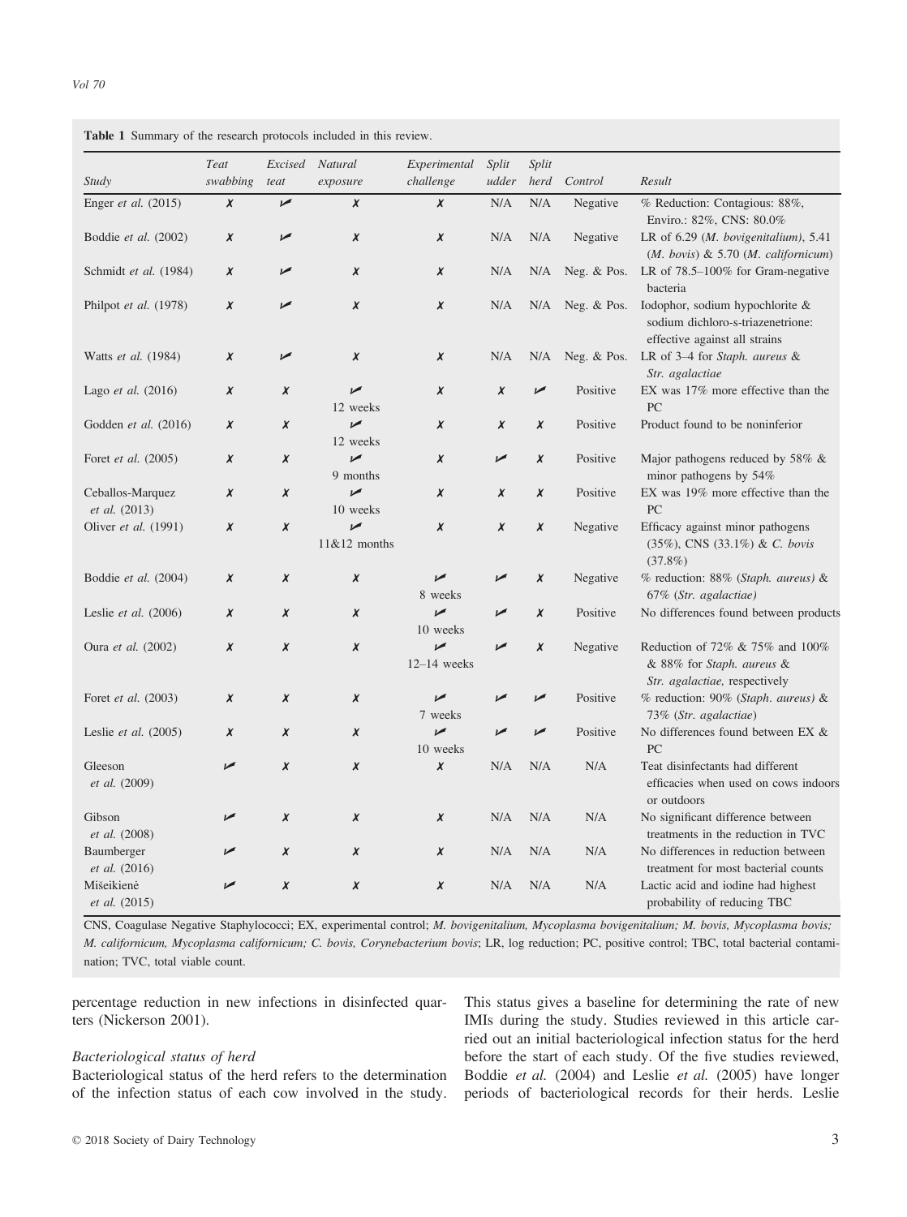**Table 1** Summary of the research protocols included in this review.

| Study | Teat swabbing | Excised teat | Natural exposure | Experimental challenge | Split udder | Split herd | Control | Result |
|---|---|---|---|---|---|---|---|---|
| Enger *et al.* (2015) | ✗ | ✓ | ✗ | ✗ | N/A | N/A | Negative | % Reduction: Contagious: 88%, Enviro.: 82%, CNS: 80.0% |
| Boddie *et al.* (2002) | ✗ | ✓ | ✗ | ✗ | N/A | N/A | Negative | LR of 6.29 (*M. bovigenitalium*), 5.41 (*M. bovis*) & 5.70 (*M. californicum*) |
| Schmidt *et al.* (1984) | ✗ | ✓ | ✗ | ✗ | N/A | N/A | Neg. & Pos. | LR of 78.5–100% for Gram-negative bacteria |
| Philpot *et al.* (1978) | ✗ | ✓ | ✗ | ✗ | N/A | N/A | Neg. & Pos. | Iodophor, sodium hypochlorite & sodium dichloro-s-triazenetrione: effective against all strains |
| Watts *et al.* (1984) | ✗ | ✓ | ✗ | ✗ | N/A | N/A | Neg. & Pos. | LR of 3–4 for *Staph. aureus* & *Str. agalactiae* |
| Lago *et al.* (2016) | ✗ | ✗ | ✓ 12 weeks | ✗ | ✗ | ✓ | Positive | EX was 17% more effective than the PC |
| Godden *et al.* (2016) | ✗ | ✗ | ✓ 12 weeks | ✗ | ✗ | ✗ | Positive | Product found to be noninferior |
| Foret *et al.* (2005) | ✗ | ✗ | ✓ 9 months | ✗ | ✓ | ✗ | Positive | Major pathogens reduced by 58% & minor pathogens by 54% |
| Ceballos-Marquez *et al.* (2013) | ✗ | ✗ | ✓ 10 weeks | ✗ | ✗ | ✗ | Positive | EX was 19% more effective than the PC |
| Oliver *et al.* (1991) | ✗ | ✗ | ✓ 11&12 months | ✗ | ✗ | ✗ | Negative | Efficacy against minor pathogens (35%), CNS (33.1%) & *C. bovis* (37.8%) |
| Boddie *et al.* (2004) | ✗ | ✗ | ✗ | ✓ 8 weeks | ✓ | ✗ | Negative | % reduction: 88% (*Staph. aureus*) & 67% (*Str. agalactiae*) |
| Leslie *et al.* (2006) | ✗ | ✗ | ✗ | ✓ 10 weeks | ✓ | ✗ | Positive | No differences found between products |
| Oura *et al.* (2002) | ✗ | ✗ | ✗ | ✓ 12–14 weeks | ✓ | ✗ | Negative | Reduction of 72% & 75% and 100% & 88% for *Staph. aureus* & *Str. agalactiae*, respectively |
| Foret *et al.* (2003) | ✗ | ✗ | ✗ | ✓ 7 weeks | ✓ | ✓ | Positive | % reduction: 90% (*Staph. aureus*) & 73% (*Str. agalactiae*) |
| Leslie *et al.* (2005) | ✗ | ✗ | ✗ | ✓ 10 weeks | ✓ | ✓ | Positive | No differences found between EX & PC |
| Gleeson *et al.* (2009) | ✓ | ✗ | ✗ | ✗ | N/A | N/A | N/A | Teat disinfectants had different efficacies when used on cows indoors or outdoors |
| Gibson *et al.* (2008) | ✓ | ✗ | ✗ | ✗ | N/A | N/A | N/A | No significant difference between treatments in the reduction in TVC |
| Baumberger *et al.* (2016) | ✓ | ✗ | ✗ | ✗ | N/A | N/A | N/A | No differences in reduction between treatment for most bacterial counts |
| Mišeikienė *et al.* (2015) | ✓ | ✗ | ✗ | ✗ | N/A | N/A | N/A | Lactic acid and iodine had highest probability of reducing TBC |

CNS, Coagulase Negative Staphylococci; EX, experimental control; *M. bovigenitalium, Mycoplasma bovigenitalium; M. bovis, Mycoplasma bovis; M. californicum, Mycoplasma californicum; C. bovis, Corynebacterium bovis*; LR, log reduction; PC, positive control; TBC, total bacterial contamination; TVC, total viable count.

percentage reduction in new infections in disinfected quarters (Nickerson 2001).

### Bacteriological status of herd

Bacteriological status of the herd refers to the determination of the infection status of each cow involved in the study. This status gives a baseline for determining the rate of new IMIs during the study. Studies reviewed in this article carried out an initial bacteriological infection status for the herd before the start of each study. Of the five studies reviewed, Boddie *et al.* (2004) and Leslie *et al.* (2005) have longer periods of bacteriological records for their herds. Leslie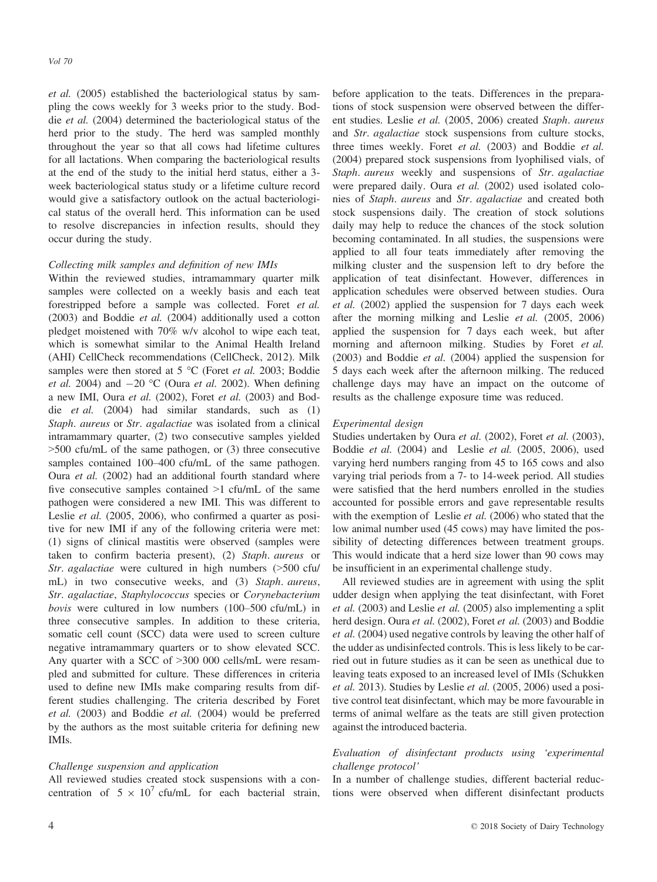*et al.* (2005) established the bacteriological status by sampling the cows weekly for 3 weeks prior to the study. Boddie *et al.* (2004) determined the bacteriological status of the herd prior to the study. The herd was sampled monthly throughout the year so that all cows had lifetime cultures for all lactations. When comparing the bacteriological results at the end of the study to the initial herd status, either a 3-week bacteriological status study or a lifetime culture record would give a satisfactory outlook on the actual bacteriological status of the overall herd. This information can be used to resolve discrepancies in infection results, should they occur during the study.

### *Collecting milk samples and definition of new IMIs*

Within the reviewed studies, intramammary quarter milk samples were collected on a weekly basis and each teat forestripped before a sample was collected. Foret *et al.* (2003) and Boddie *et al.* (2004) additionally used a cotton pledget moistened with 70% w/v alcohol to wipe each teat, which is somewhat similar to the Animal Health Ireland (AHI) CellCheck recommendations (CellCheck, 2012). Milk samples were then stored at 5 °C (Foret *et al.* 2003; Boddie *et al.* 2004) and −20 °C (Oura *et al.* 2002). When defining a new IMI, Oura *et al.* (2002), Foret *et al.* (2003) and Boddie *et al.* (2004) had similar standards, such as (1) *Staph. aureus* or *Str. agalactiae* was isolated from a clinical intramammary quarter, (2) two consecutive samples yielded >500 cfu/mL of the same pathogen, or (3) three consecutive samples contained 100–400 cfu/mL of the same pathogen. Oura *et al.* (2002) had an additional fourth standard where five consecutive samples contained >1 cfu/mL of the same pathogen were considered a new IMI. This was different to Leslie *et al.* (2005, 2006), who confirmed a quarter as positive for new IMI if any of the following criteria were met: (1) signs of clinical mastitis were observed (samples were taken to confirm bacteria present), (2) *Staph. aureus* or *Str. agalactiae* were cultured in high numbers (>500 cfu/mL) in two consecutive weeks, and (3) *Staph. aureus*, *Str. agalactiae*, *Staphylococcus* species or *Corynebacterium bovis* were cultured in low numbers (100–500 cfu/mL) in three consecutive samples. In addition to these criteria, somatic cell count (SCC) data were used to screen culture negative intramammary quarters or to show elevated SCC. Any quarter with a SCC of >300 000 cells/mL were resampled and submitted for culture. These differences in criteria used to define new IMIs make comparing results from different studies challenging. The criteria described by Foret *et al.* (2003) and Boddie *et al.* (2004) would be preferred by the authors as the most suitable criteria for defining new IMIs.

### *Challenge suspension and application*

All reviewed studies created stock suspensions with a concentration of $5 \times 10^7$ cfu/mL for each bacterial strain, before application to the teats. Differences in the preparations of stock suspension were observed between the different studies. Leslie *et al.* (2005, 2006) created *Staph. aureus* and *Str. agalactiae* stock suspensions from culture stocks, three times weekly. Foret *et al.* (2003) and Boddie *et al.* (2004) prepared stock suspensions from lyophilised vials, of *Staph. aureus* weekly and suspensions of *Str. agalactiae* were prepared daily. Oura *et al.* (2002) used isolated colonies of *Staph. aureus* and *Str. agalactiae* and created both stock suspensions daily. The creation of stock solutions daily may help to reduce the chances of the stock solution becoming contaminated. In all studies, the suspensions were applied to all four teats immediately after removing the milking cluster and the suspension left to dry before the application of teat disinfectant. However, differences in application schedules were observed between studies. Oura *et al.* (2002) applied the suspension for 7 days each week after the morning milking and Leslie *et al.* (2005, 2006) applied the suspension for 7 days each week, but after morning and afternoon milking. Studies by Foret *et al.* (2003) and Boddie *et al.* (2004) applied the suspension for 5 days each week after the afternoon milking. The reduced challenge days may have an impact on the outcome of results as the challenge exposure time was reduced.

### *Experimental design*

Studies undertaken by Oura *et al.* (2002), Foret *et al.* (2003), Boddie *et al.* (2004) and Leslie *et al.* (2005, 2006), used varying herd numbers ranging from 45 to 165 cows and also varying trial periods from a 7- to 14-week period. All studies were satisfied that the herd numbers enrolled in the studies accounted for possible errors and gave representable results with the exemption of Leslie *et al.* (2006) who stated that the low animal number used (45 cows) may have limited the possibility of detecting differences between treatment groups. This would indicate that a herd size lower than 90 cows may be insufficient in an experimental challenge study.

All reviewed studies are in agreement with using the split udder design when applying the teat disinfectant, with Foret *et al.* (2003) and Leslie *et al.* (2005) also implementing a split herd design. Oura *et al.* (2002), Foret *et al.* (2003) and Boddie *et al.* (2004) used negative controls by leaving the other half of the udder as undisinfected controls. This is less likely to be carried out in future studies as it can be seen as unethical due to leaving teats exposed to an increased level of IMIs (Schukken *et al.* 2013). Studies by Leslie *et al.* (2005, 2006) used a positive control teat disinfectant, which may be more favourable in terms of animal welfare as the teats are still given protection against the introduced bacteria.

### *Evaluation of disinfectant products using 'experimental challenge protocol'*

In a number of challenge studies, different bacterial reductions were observed when different disinfectant products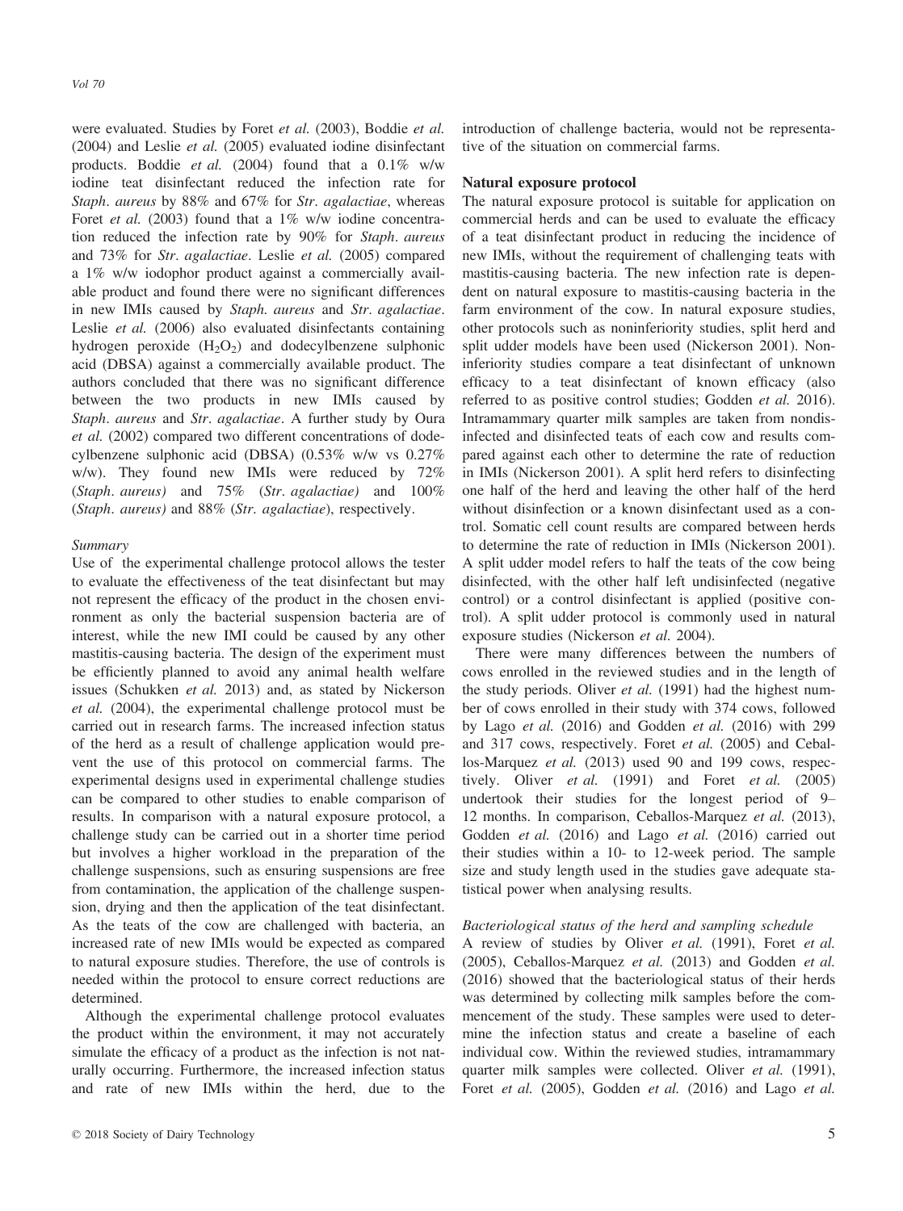were evaluated. Studies by Foret *et al.* (2003), Boddie *et al.* (2004) and Leslie *et al.* (2005) evaluated iodine disinfectant products. Boddie *et al.* (2004) found that a 0.1% w/w iodine teat disinfectant reduced the infection rate for *Staph. aureus* by 88% and 67% for *Str. agalactiae*, whereas Foret *et al.* (2003) found that a 1% w/w iodine concentration reduced the infection rate by 90% for *Staph. aureus* and 73% for *Str. agalactiae*. Leslie *et al.* (2005) compared a 1% w/w iodophor product against a commercially available product and found there were no significant differences in new IMIs caused by *Staph. aureus* and *Str. agalactiae*. Leslie *et al.* (2006) also evaluated disinfectants containing hydrogen peroxide ($H_2O_2$) and dodecylbenzene sulphonic acid (DBSA) against a commercially available product. The authors concluded that there was no significant difference between the two products in new IMIs caused by *Staph. aureus* and *Str. agalactiae*. A further study by Oura *et al.* (2002) compared two different concentrations of dodecylbenzene sulphonic acid (DBSA) (0.53% w/w vs 0.27% w/w). They found new IMIs were reduced by 72% (*Staph. aureus*) and 75% (*Str. agalactiae*) and 100% (*Staph. aureus*) and 88% (*Str. agalactiae*), respectively.

#### *Summary*

Use of the experimental challenge protocol allows the tester to evaluate the effectiveness of the teat disinfectant but may not represent the efficacy of the product in the chosen environment as only the bacterial suspension bacteria are of interest, while the new IMI could be caused by any other mastitis-causing bacteria. The design of the experiment must be efficiently planned to avoid any animal health welfare issues (Schukken *et al.* 2013) and, as stated by Nickerson *et al.* (2004), the experimental challenge protocol must be carried out in research farms. The increased infection status of the herd as a result of challenge application would prevent the use of this protocol on commercial farms. The experimental designs used in experimental challenge studies can be compared to other studies to enable comparison of results. In comparison with a natural exposure protocol, a challenge study can be carried out in a shorter time period but involves a higher workload in the preparation of the challenge suspensions, such as ensuring suspensions are free from contamination, the application of the challenge suspension, drying and then the application of the teat disinfectant. As the teats of the cow are challenged with bacteria, an increased rate of new IMIs would be expected as compared to natural exposure studies. Therefore, the use of controls is needed within the protocol to ensure correct reductions are determined.

Although the experimental challenge protocol evaluates the product within the environment, it may not accurately simulate the efficacy of a product as the infection is not naturally occurring. Furthermore, the increased infection status and rate of new IMIs within the herd, due to the introduction of challenge bacteria, would not be representative of the situation on commercial farms.

### Natural exposure protocol

The natural exposure protocol is suitable for application on commercial herds and can be used to evaluate the efficacy of a teat disinfectant product in reducing the incidence of new IMIs, without the requirement of challenging teats with mastitis-causing bacteria. The new infection rate is dependent on natural exposure to mastitis-causing bacteria in the farm environment of the cow. In natural exposure studies, other protocols such as noninferiority studies, split herd and split udder models have been used (Nickerson 2001). Noninferiority studies compare a teat disinfectant of unknown efficacy to a teat disinfectant of known efficacy (also referred to as positive control studies; Godden *et al.* 2016). Intramammary quarter milk samples are taken from nondisinfected and disinfected teats of each cow and results compared against each other to determine the rate of reduction in IMIs (Nickerson 2001). A split herd refers to disinfecting one half of the herd and leaving the other half of the herd without disinfection or a known disinfectant used as a control. Somatic cell count results are compared between herds to determine the rate of reduction in IMIs (Nickerson 2001). A split udder model refers to half the teats of the cow being disinfected, with the other half left undisinfected (negative control) or a control disinfectant is applied (positive control). A split udder protocol is commonly used in natural exposure studies (Nickerson *et al.* 2004).

There were many differences between the numbers of cows enrolled in the reviewed studies and in the length of the study periods. Oliver *et al.* (1991) had the highest number of cows enrolled in their study with 374 cows, followed by Lago *et al.* (2016) and Godden *et al.* (2016) with 299 and 317 cows, respectively. Foret *et al.* (2005) and Ceballos-Marquez *et al.* (2013) used 90 and 199 cows, respectively. Oliver *et al.* (1991) and Foret *et al.* (2005) undertook their studies for the longest period of 9–12 months. In comparison, Ceballos-Marquez *et al.* (2013), Godden *et al.* (2016) and Lago *et al.* (2016) carried out their studies within a 10- to 12-week period. The sample size and study length used in the studies gave adequate statistical power when analysing results.

#### *Bacteriological status of the herd and sampling schedule*

A review of studies by Oliver *et al.* (1991), Foret *et al.* (2005), Ceballos-Marquez *et al.* (2013) and Godden *et al.* (2016) showed that the bacteriological status of their herds was determined by collecting milk samples before the commencement of the study. These samples were used to determine the infection status and create a baseline of each individual cow. Within the reviewed studies, intramammary quarter milk samples were collected. Oliver *et al.* (1991), Foret *et al.* (2005), Godden *et al.* (2016) and Lago *et al.*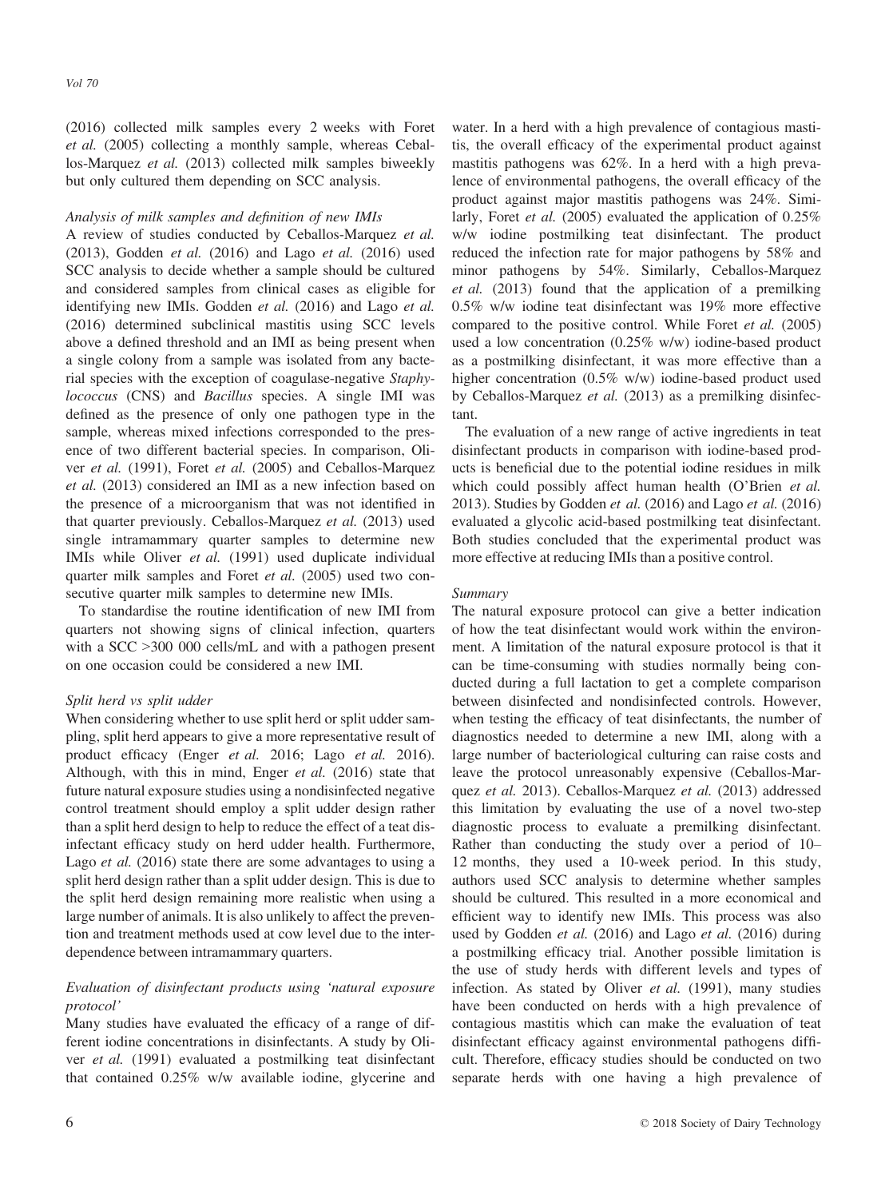(2016) collected milk samples every 2 weeks with Foret *et al.* (2005) collecting a monthly sample, whereas Ceballos-Marquez *et al.* (2013) collected milk samples biweekly but only cultured them depending on SCC analysis.

#### *Analysis of milk samples and definition of new IMIs*

A review of studies conducted by Ceballos-Marquez *et al.* (2013), Godden *et al.* (2016) and Lago *et al.* (2016) used SCC analysis to decide whether a sample should be cultured and considered samples from clinical cases as eligible for identifying new IMIs. Godden *et al.* (2016) and Lago *et al.* (2016) determined subclinical mastitis using SCC levels above a defined threshold and an IMI as being present when a single colony from a sample was isolated from any bacterial species with the exception of coagulase-negative *Staphylococcus* (CNS) and *Bacillus* species. A single IMI was defined as the presence of only one pathogen type in the sample, whereas mixed infections corresponded to the presence of two different bacterial species. In comparison, Oliver *et al.* (1991), Foret *et al.* (2005) and Ceballos-Marquez *et al.* (2013) considered an IMI as a new infection based on the presence of a microorganism that was not identified in that quarter previously. Ceballos-Marquez *et al.* (2013) used single intramammary quarter samples to determine new IMIs while Oliver *et al.* (1991) used duplicate individual quarter milk samples and Foret *et al.* (2005) used two consecutive quarter milk samples to determine new IMIs.

To standardise the routine identification of new IMI from quarters not showing signs of clinical infection, quarters with a SCC >300 000 cells/mL and with a pathogen present on one occasion could be considered a new IMI.

#### *Split herd vs split udder*

When considering whether to use split herd or split udder sampling, split herd appears to give a more representative result of product efficacy (Enger *et al.* 2016; Lago *et al.* 2016). Although, with this in mind, Enger *et al.* (2016) state that future natural exposure studies using a nondisinfected negative control treatment should employ a split udder design rather than a split herd design to help to reduce the effect of a teat disinfectant efficacy study on herd udder health. Furthermore, Lago *et al.* (2016) state there are some advantages to using a split herd design rather than a split udder design. This is due to the split herd design remaining more realistic when using a large number of animals. It is also unlikely to affect the prevention and treatment methods used at cow level due to the interdependence between intramammary quarters.

#### *Evaluation of disinfectant products using 'natural exposure protocol'*

Many studies have evaluated the efficacy of a range of different iodine concentrations in disinfectants. A study by Oliver *et al.* (1991) evaluated a postmilking teat disinfectant that contained 0.25% w/w available iodine, glycerine and water. In a herd with a high prevalence of contagious mastitis, the overall efficacy of the experimental product against mastitis pathogens was 62%. In a herd with a high prevalence of environmental pathogens, the overall efficacy of the product against major mastitis pathogens was 24%. Similarly, Foret *et al.* (2005) evaluated the application of 0.25% w/w iodine postmilking teat disinfectant. The product reduced the infection rate for major pathogens by 58% and minor pathogens by 54%. Similarly, Ceballos-Marquez *et al.* (2013) found that the application of a premilking 0.5% w/w iodine teat disinfectant was 19% more effective compared to the positive control. While Foret *et al.* (2005) used a low concentration (0.25% w/w) iodine-based product as a postmilking disinfectant, it was more effective than a higher concentration (0.5% w/w) iodine-based product used by Ceballos-Marquez *et al.* (2013) as a premilking disinfectant.

The evaluation of a new range of active ingredients in teat disinfectant products in comparison with iodine-based products is beneficial due to the potential iodine residues in milk which could possibly affect human health (O'Brien *et al.* 2013). Studies by Godden *et al.* (2016) and Lago *et al.* (2016) evaluated a glycolic acid-based postmilking teat disinfectant. Both studies concluded that the experimental product was more effective at reducing IMIs than a positive control.

#### *Summary*

The natural exposure protocol can give a better indication of how the teat disinfectant would work within the environment. A limitation of the natural exposure protocol is that it can be time-consuming with studies normally being conducted during a full lactation to get a complete comparison between disinfected and nondisinfected controls. However, when testing the efficacy of teat disinfectants, the number of diagnostics needed to determine a new IMI, along with a large number of bacteriological culturing can raise costs and leave the protocol unreasonably expensive (Ceballos-Marquez *et al.* 2013). Ceballos-Marquez *et al.* (2013) addressed this limitation by evaluating the use of a novel two-step diagnostic process to evaluate a premilking disinfectant. Rather than conducting the study over a period of 10–12 months, they used a 10-week period. In this study, authors used SCC analysis to determine whether samples should be cultured. This resulted in a more economical and efficient way to identify new IMIs. This process was also used by Godden *et al.* (2016) and Lago *et al.* (2016) during a postmilking efficacy trial. Another possible limitation is the use of study herds with different levels and types of infection. As stated by Oliver *et al.* (1991), many studies have been conducted on herds with a high prevalence of contagious mastitis which can make the evaluation of teat disinfectant efficacy against environmental pathogens difficult. Therefore, efficacy studies should be conducted on two separate herds with one having a high prevalence of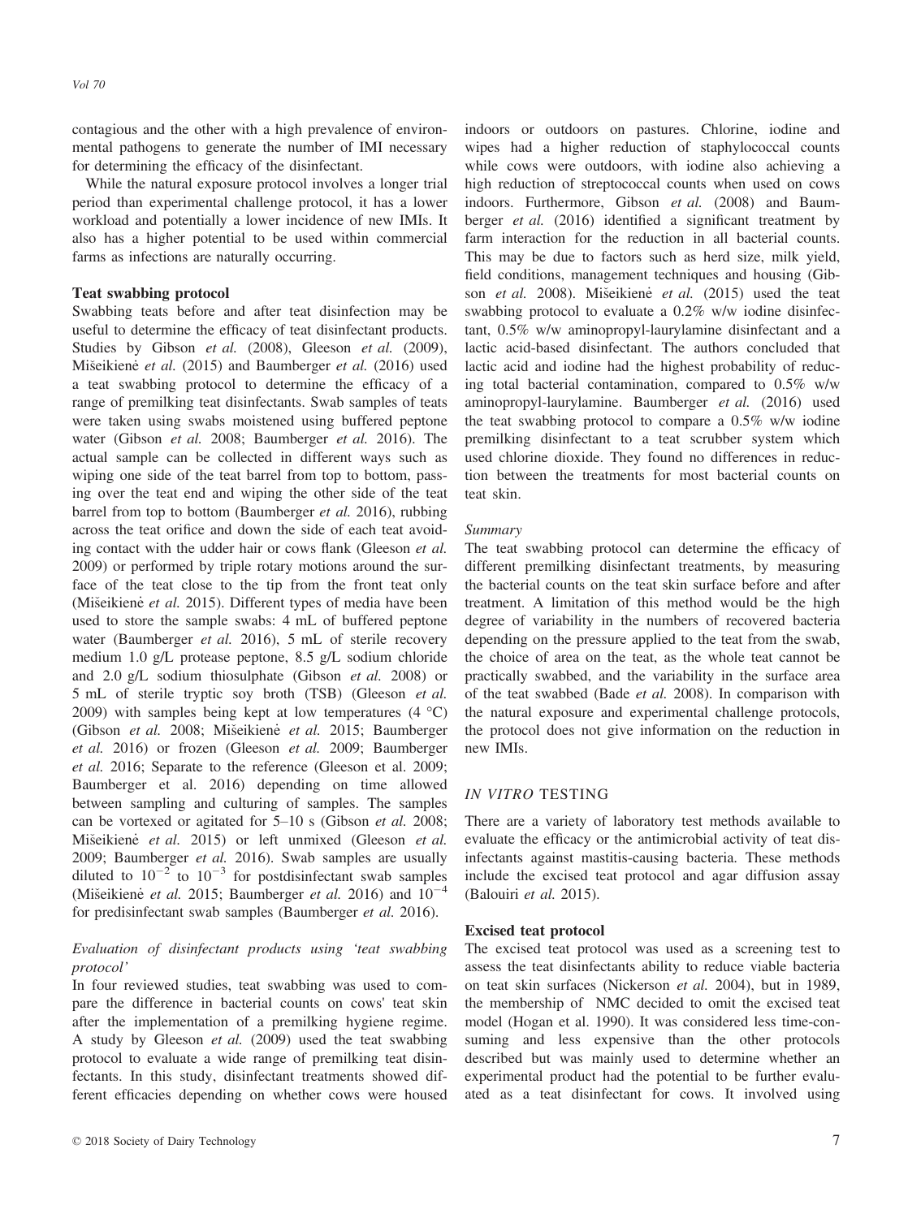contagious and the other with a high prevalence of environmental pathogens to generate the number of IMI necessary for determining the efficacy of the disinfectant.

While the natural exposure protocol involves a longer trial period than experimental challenge protocol, it has a lower workload and potentially a lower incidence of new IMIs. It also has a higher potential to be used within commercial farms as infections are naturally occurring.

### Teat swabbing protocol

Swabbing teats before and after teat disinfection may be useful to determine the efficacy of teat disinfectant products. Studies by Gibson *et al.* (2008), Gleeson *et al.* (2009), Mišeikienė *et al.* (2015) and Baumberger *et al.* (2016) used a teat swabbing protocol to determine the efficacy of a range of premilking teat disinfectants. Swab samples of teats were taken using swabs moistened using buffered peptone water (Gibson *et al.* 2008; Baumberger *et al.* 2016). The actual sample can be collected in different ways such as wiping one side of the teat barrel from top to bottom, passing over the teat end and wiping the other side of the teat barrel from top to bottom (Baumberger *et al.* 2016), rubbing across the teat orifice and down the side of each teat avoiding contact with the udder hair or cows flank (Gleeson *et al.* 2009) or performed by triple rotary motions around the surface of the teat close to the tip from the front teat only (Mišeikienė *et al.* 2015). Different types of media have been used to store the sample swabs: 4 mL of buffered peptone water (Baumberger *et al.* 2016), 5 mL of sterile recovery medium 1.0 g/L protease peptone, 8.5 g/L sodium chloride and 2.0 g/L sodium thiosulphate (Gibson *et al.* 2008) or 5 mL of sterile tryptic soy broth (TSB) (Gleeson *et al.* 2009) with samples being kept at low temperatures (4 °C) (Gibson *et al.* 2008; Mišeikienė *et al.* 2015; Baumberger *et al.* 2016) or frozen (Gleeson *et al.* 2009; Baumberger *et al.* 2016; Separate to the reference (Gleeson et al. 2009; Baumberger et al. 2016) depending on time allowed between sampling and culturing of samples. The samples can be vortexed or agitated for 5–10 s (Gibson *et al.* 2008; Mišeikienė *et al.* 2015) or left unmixed (Gleeson *et al.* 2009; Baumberger *et al.* 2016). Swab samples are usually diluted to $10^{-2}$ to $10^{-3}$ for postdisinfectant swab samples (Mišeikienė *et al.* 2015; Baumberger *et al.* 2016) and $10^{-4}$ for predisinfectant swab samples (Baumberger *et al.* 2016).

#### *Evaluation of disinfectant products using 'teat swabbing protocol'*

In four reviewed studies, teat swabbing was used to compare the difference in bacterial counts on cows' teat skin after the implementation of a premilking hygiene regime. A study by Gleeson *et al.* (2009) used the teat swabbing protocol to evaluate a wide range of premilking teat disinfectants. In this study, disinfectant treatments showed different efficacies depending on whether cows were housed indoors or outdoors on pastures. Chlorine, iodine and wipes had a higher reduction of staphylococcal counts while cows were outdoors, with iodine also achieving a high reduction of streptococcal counts when used on cows indoors. Furthermore, Gibson *et al.* (2008) and Baumberger *et al.* (2016) identified a significant treatment by farm interaction for the reduction in all bacterial counts. This may be due to factors such as herd size, milk yield, field conditions, management techniques and housing (Gibson *et al.* 2008). Mišeikienė *et al.* (2015) used the teat swabbing protocol to evaluate a 0.2% w/w iodine disinfectant, 0.5% w/w aminopropyl-laurylamine disinfectant and a lactic acid-based disinfectant. The authors concluded that lactic acid and iodine had the highest probability of reducing total bacterial contamination, compared to 0.5% w/w aminopropyl-laurylamine. Baumberger *et al.* (2016) used the teat swabbing protocol to compare a 0.5% w/w iodine premilking disinfectant to a teat scrubber system which used chlorine dioxide. They found no differences in reduction between the treatments for most bacterial counts on teat skin.

#### *Summary*

The teat swabbing protocol can determine the efficacy of different premilking disinfectant treatments, by measuring the bacterial counts on the teat skin surface before and after treatment. A limitation of this method would be the high degree of variability in the numbers of recovered bacteria depending on the pressure applied to the teat from the swab, the choice of area on the teat, as the whole teat cannot be practically swabbed, and the variability in the surface area of the teat swabbed (Bade *et al.* 2008). In comparison with the natural exposure and experimental challenge protocols, the protocol does not give information on the reduction in new IMIs.

## *IN VITRO* TESTING

There are a variety of laboratory test methods available to evaluate the efficacy or the antimicrobial activity of teat disinfectants against mastitis-causing bacteria. These methods include the excised teat protocol and agar diffusion assay (Balouiri *et al.* 2015).

### Excised teat protocol

The excised teat protocol was used as a screening test to assess the teat disinfectants ability to reduce viable bacteria on teat skin surfaces (Nickerson *et al.* 2004), but in 1989, the membership of NMC decided to omit the excised teat model (Hogan et al. 1990). It was considered less time-consuming and less expensive than the other protocols described but was mainly used to determine whether an experimental product had the potential to be further evaluated as a teat disinfectant for cows. It involved using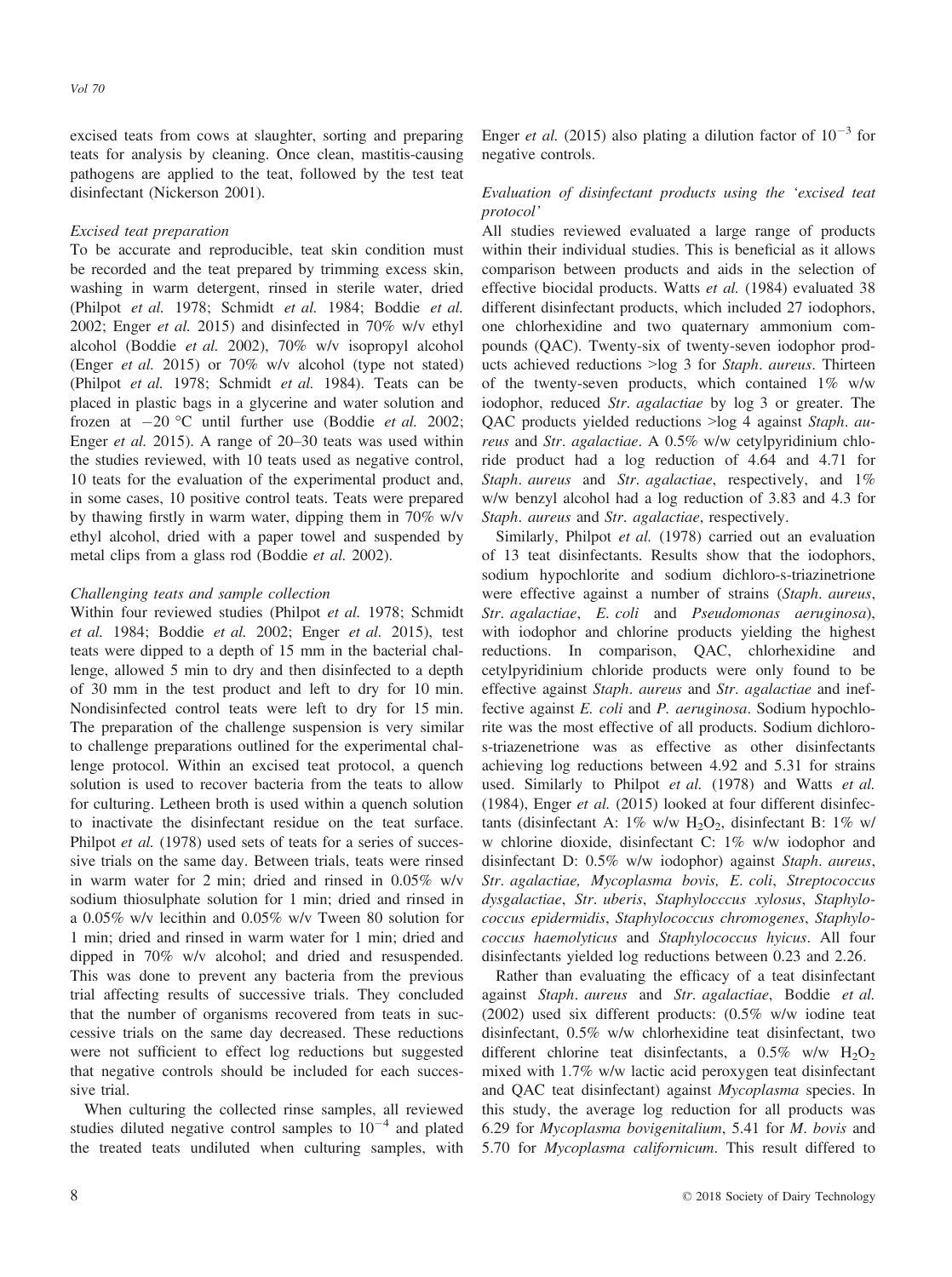excised teats from cows at slaughter, sorting and preparing teats for analysis by cleaning. Once clean, mastitis-causing pathogens are applied to the teat, followed by the test teat disinfectant (Nickerson 2001).

### *Excised teat preparation*

To be accurate and reproducible, teat skin condition must be recorded and the teat prepared by trimming excess skin, washing in warm detergent, rinsed in sterile water, dried (Philpot *et al.* 1978; Schmidt *et al.* 1984; Boddie *et al.* 2002; Enger *et al.* 2015) and disinfected in 70% w/v ethyl alcohol (Boddie *et al.* 2002), 70% w/v isopropyl alcohol (Enger *et al.* 2015) or 70% w/v alcohol (type not stated) (Philpot *et al.* 1978; Schmidt *et al.* 1984). Teats can be placed in plastic bags in a glycerine and water solution and frozen at −20 °C until further use (Boddie *et al.* 2002; Enger *et al.* 2015). A range of 20–30 teats was used within the studies reviewed, with 10 teats used as negative control, 10 teats for the evaluation of the experimental product and, in some cases, 10 positive control teats. Teats were prepared by thawing firstly in warm water, dipping them in 70% w/v ethyl alcohol, dried with a paper towel and suspended by metal clips from a glass rod (Boddie *et al.* 2002).

### *Challenging teats and sample collection*

Within four reviewed studies (Philpot *et al.* 1978; Schmidt *et al.* 1984; Boddie *et al.* 2002; Enger *et al.* 2015), test teats were dipped to a depth of 15 mm in the bacterial challenge, allowed 5 min to dry and then disinfected to a depth of 30 mm in the test product and left to dry for 10 min. Nondisinfected control teats were left to dry for 15 min. The preparation of the challenge suspension is very similar to challenge preparations outlined for the experimental challenge protocol. Within an excised teat protocol, a quench solution is used to recover bacteria from the teats to allow for culturing. Letheen broth is used within a quench solution to inactivate the disinfectant residue on the teat surface. Philpot *et al.* (1978) used sets of teats for a series of successive trials on the same day. Between trials, teats were rinsed in warm water for 2 min; dried and rinsed in 0.05% w/v sodium thiosulphate solution for 1 min; dried and rinsed in a 0.05% w/v lecithin and 0.05% w/v Tween 80 solution for 1 min; dried and rinsed in warm water for 1 min; dried and dipped in 70% w/v alcohol; and dried and resuspended. This was done to prevent any bacteria from the previous trial affecting results of successive trials. They concluded that the number of organisms recovered from teats in successive trials on the same day decreased. These reductions were not sufficient to effect log reductions but suggested that negative controls should be included for each successive trial.

When culturing the collected rinse samples, all reviewed studies diluted negative control samples to $10^{-4}$ and plated the treated teats undiluted when culturing samples, with Enger *et al.* (2015) also plating a dilution factor of $10^{-3}$ for negative controls.

### *Evaluation of disinfectant products using the 'excised teat protocol'*

All studies reviewed evaluated a large range of products within their individual studies. This is beneficial as it allows comparison between products and aids in the selection of effective biocidal products. Watts *et al.* (1984) evaluated 38 different disinfectant products, which included 27 iodophors, one chlorhexidine and two quaternary ammonium compounds (QAC). Twenty-six of twenty-seven iodophor products achieved reductions >log 3 for *Staph. aureus*. Thirteen of the twenty-seven products, which contained 1% w/w iodophor, reduced *Str. agalactiae* by log 3 or greater. The QAC products yielded reductions >log 4 against *Staph. aureus* and *Str. agalactiae*. A 0.5% w/w cetylpyridinium chloride product had a log reduction of 4.64 and 4.71 for *Staph. aureus* and *Str. agalactiae*, respectively, and 1% w/w benzyl alcohol had a log reduction of 3.83 and 4.3 for *Staph. aureus* and *Str. agalactiae*, respectively.

Similarly, Philpot *et al.* (1978) carried out an evaluation of 13 teat disinfectants. Results show that the iodophors, sodium hypochlorite and sodium dichloro-s-triazinetrione were effective against a number of strains (*Staph. aureus*, *Str. agalactiae*, *E. coli* and *Pseudomonas aeruginosa*), with iodophor and chlorine products yielding the highest reductions. In comparison, QAC, chlorhexidine and cetylpyridinium chloride products were only found to be effective against *Staph. aureus* and *Str. agalactiae* and ineffective against *E. coli* and *P. aeruginosa*. Sodium hypochlorite was the most effective of all products. Sodium dichloro-s-triazenetrione was as effective as other disinfectants achieving log reductions between 4.92 and 5.31 for strains used. Similarly to Philpot *et al.* (1978) and Watts *et al.* (1984), Enger *et al.* (2015) looked at four different disinfectants (disinfectant A: 1% w/w $H_2O_2$, disinfectant B: 1% w/w chlorine dioxide, disinfectant C: 1% w/w iodophor and disinfectant D: 0.5% w/w iodophor) against *Staph. aureus*, *Str. agalactiae, Mycoplasma bovis, E. coli*, *Streptococcus dysgalactiae*, *Str. uberis*, *Staphylocccus xylosus*, *Staphylococcus epidermidis*, *Staphylococcus chromogenes*, *Staphylococcus haemolyticus* and *Staphylococcus hyicus*. All four disinfectants yielded log reductions between 0.23 and 2.26.

Rather than evaluating the efficacy of a teat disinfectant against *Staph. aureus* and *Str. agalactiae*, Boddie *et al.* (2002) used six different products: (0.5% w/w iodine teat disinfectant, 0.5% w/w chlorhexidine teat disinfectant, two different chlorine teat disinfectants, a 0.5% w/w $H_2O_2$ mixed with 1.7% w/w lactic acid peroxygen teat disinfectant and QAC teat disinfectant) against *Mycoplasma* species. In this study, the average log reduction for all products was 6.29 for *Mycoplasma bovigenitalium*, 5.41 for *M. bovis* and 5.70 for *Mycoplasma californicum*. This result differed to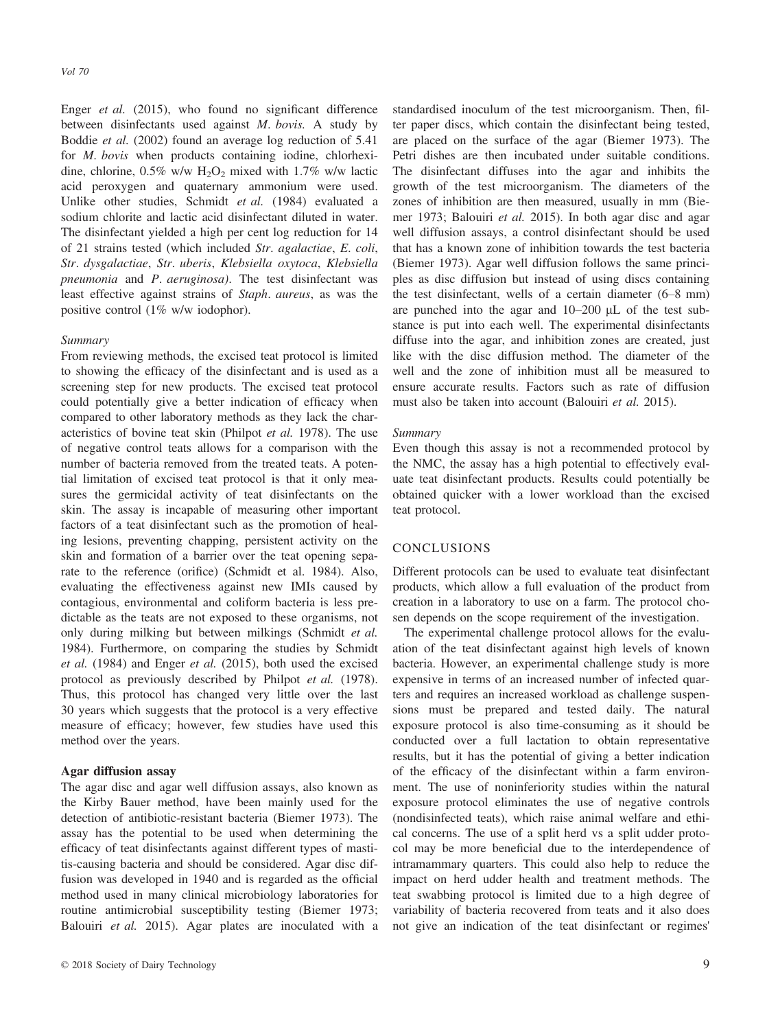Enger *et al.* (2015), who found no significant difference between disinfectants used against *M. bovis.* A study by Boddie *et al.* (2002) found an average log reduction of 5.41 for *M. bovis* when products containing iodine, chlorhexidine, chlorine, 0.5% w/w $H_2O_2$ mixed with 1.7% w/w lactic acid peroxygen and quaternary ammonium were used. Unlike other studies, Schmidt *et al.* (1984) evaluated a sodium chlorite and lactic acid disinfectant diluted in water. The disinfectant yielded a high per cent log reduction for 14 of 21 strains tested (which included *Str. agalactiae*, *E. coli*, *Str. dysgalactiae*, *Str. uberis*, *Klebsiella oxytoca*, *Klebsiella pneumonia* and *P. aeruginosa).* The test disinfectant was least effective against strains of *Staph. aureus*, as was the positive control (1% w/w iodophor).

*Summary*

From reviewing methods, the excised teat protocol is limited to showing the efficacy of the disinfectant and is used as a screening step for new products. The excised teat protocol could potentially give a better indication of efficacy when compared to other laboratory methods as they lack the characteristics of bovine teat skin (Philpot *et al.* 1978). The use of negative control teats allows for a comparison with the number of bacteria removed from the treated teats. A potential limitation of excised teat protocol is that it only measures the germicidal activity of teat disinfectants on the skin. The assay is incapable of measuring other important factors of a teat disinfectant such as the promotion of healing lesions, preventing chapping, persistent activity on the skin and formation of a barrier over the teat opening separate to the reference (orifice) (Schmidt et al. 1984). Also, evaluating the effectiveness against new IMIs caused by contagious, environmental and coliform bacteria is less predictable as the teats are not exposed to these organisms, not only during milking but between milkings (Schmidt *et al.* 1984). Furthermore, on comparing the studies by Schmidt *et al.* (1984) and Enger *et al.* (2015), both used the excised protocol as previously described by Philpot *et al.* (1978). Thus, this protocol has changed very little over the last 30 years which suggests that the protocol is a very effective measure of efficacy; however, few studies have used this method over the years.

### Agar diffusion assay

The agar disc and agar well diffusion assays, also known as the Kirby Bauer method, have been mainly used for the detection of antibiotic-resistant bacteria (Biemer 1973). The assay has the potential to be used when determining the efficacy of teat disinfectants against different types of mastitis-causing bacteria and should be considered. Agar disc diffusion was developed in 1940 and is regarded as the official method used in many clinical microbiology laboratories for routine antimicrobial susceptibility testing (Biemer 1973; Balouiri *et al.* 2015). Agar plates are inoculated with a standardised inoculum of the test microorganism. Then, filter paper discs, which contain the disinfectant being tested, are placed on the surface of the agar (Biemer 1973). The Petri dishes are then incubated under suitable conditions. The disinfectant diffuses into the agar and inhibits the growth of the test microorganism. The diameters of the zones of inhibition are then measured, usually in mm (Biemer 1973; Balouiri *et al.* 2015). In both agar disc and agar well diffusion assays, a control disinfectant should be used that has a known zone of inhibition towards the test bacteria (Biemer 1973). Agar well diffusion follows the same principles as disc diffusion but instead of using discs containing the test disinfectant, wells of a certain diameter (6–8 mm) are punched into the agar and 10–200 μL of the test substance is put into each well. The experimental disinfectants diffuse into the agar, and inhibition zones are created, just like with the disc diffusion method. The diameter of the well and the zone of inhibition must all be measured to ensure accurate results. Factors such as rate of diffusion must also be taken into account (Balouiri *et al.* 2015).

*Summary*

Even though this assay is not a recommended protocol by the NMC, the assay has a high potential to effectively evaluate teat disinfectant products. Results could potentially be obtained quicker with a lower workload than the excised teat protocol.

## CONCLUSIONS

Different protocols can be used to evaluate teat disinfectant products, which allow a full evaluation of the product from creation in a laboratory to use on a farm. The protocol chosen depends on the scope requirement of the investigation.

The experimental challenge protocol allows for the evaluation of the teat disinfectant against high levels of known bacteria. However, an experimental challenge study is more expensive in terms of an increased number of infected quarters and requires an increased workload as challenge suspensions must be prepared and tested daily. The natural exposure protocol is also time-consuming as it should be conducted over a full lactation to obtain representative results, but it has the potential of giving a better indication of the efficacy of the disinfectant within a farm environment. The use of noninferiority studies within the natural exposure protocol eliminates the use of negative controls (nondisinfected teats), which raise animal welfare and ethical concerns. The use of a split herd vs a split udder protocol may be more beneficial due to the interdependence of intramammary quarters. This could also help to reduce the impact on herd udder health and treatment methods. The teat swabbing protocol is limited due to a high degree of variability of bacteria recovered from teats and it also does not give an indication of the teat disinfectant or regimes'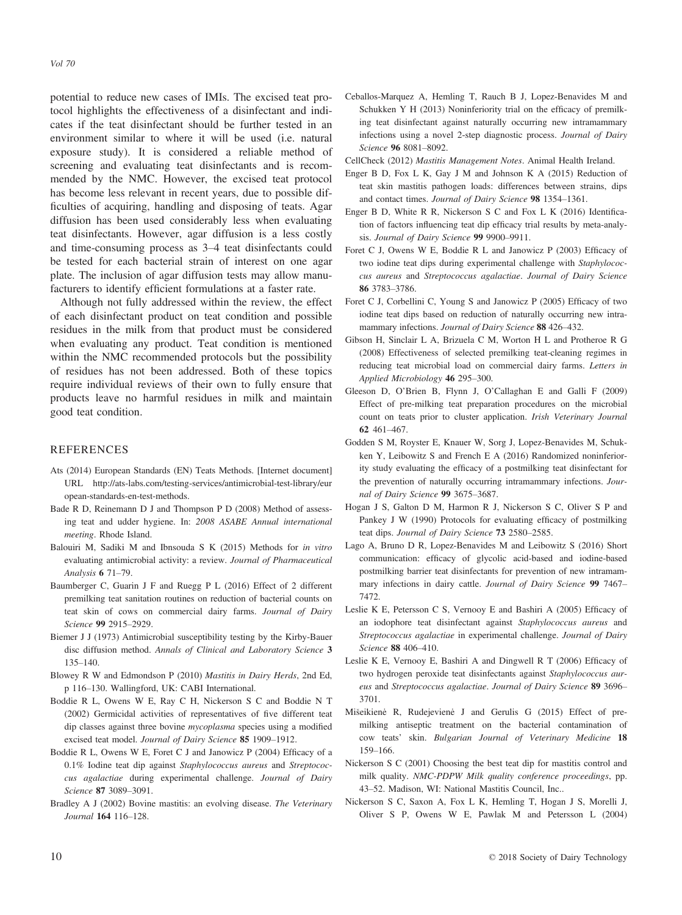potential to reduce new cases of IMIs. The excised teat protocol highlights the effectiveness of a disinfectant and indicates if the teat disinfectant should be further tested in an environment similar to where it will be used (i.e. natural exposure study). It is considered a reliable method of screening and evaluating teat disinfectants and is recommended by the NMC. However, the excised teat protocol has become less relevant in recent years, due to possible difficulties of acquiring, handling and disposing of teats. Agar diffusion has been used considerably less when evaluating teat disinfectants. However, agar diffusion is a less costly and time-consuming process as 3–4 teat disinfectants could be tested for each bacterial strain of interest on one agar plate. The inclusion of agar diffusion tests may allow manufacturers to identify efficient formulations at a faster rate.

Although not fully addressed within the review, the effect of each disinfectant product on teat condition and possible residues in the milk from that product must be considered when evaluating any product. Teat condition is mentioned within the NMC recommended protocols but the possibility of residues has not been addressed. Both of these topics require individual reviews of their own to fully ensure that products leave no harmful residues in milk and maintain good teat condition.

## REFERENCES

Ats (2014) European Standards (EN) Teats Methods. [Internet document] URL http://ats-labs.com/testing-services/antimicrobial-test-library/european-standards-en-test-methods.

Bade R D, Reinemann D J and Thompson P D (2008) Method of assessing teat and udder hygiene. In: *2008 ASABE Annual international meeting*. Rhode Island.

Balouiri M, Sadiki M and Ibnsouda S K (2015) Methods for *in vitro* evaluating antimicrobial activity: a review. *Journal of Pharmaceutical Analysis* **6** 71–79.

Baumberger C, Guarin J F and Ruegg P L (2016) Effect of 2 different premilking teat sanitation routines on reduction of bacterial counts on teat skin of cows on commercial dairy farms. *Journal of Dairy Science* **99** 2915–2929.

Biemer J J (1973) Antimicrobial susceptibility testing by the Kirby-Bauer disc diffusion method. *Annals of Clinical and Laboratory Science* **3** 135–140.

Blowey R W and Edmondson P (2010) *Mastitis in Dairy Herds*, 2nd Ed, p 116–130. Wallingford, UK: CABI International.

Boddie R L, Owens W E, Ray C H, Nickerson S C and Boddie N T (2002) Germicidal activities of representatives of five different teat dip classes against three bovine *mycoplasma* species using a modified excised teat model. *Journal of Dairy Science* **85** 1909–1912.

Boddie R L, Owens W E, Foret C J and Janowicz P (2004) Efficacy of a 0.1% Iodine teat dip against *Staphylococcus aureus* and *Streptococcus agalactiae* during experimental challenge. *Journal of Dairy Science* **87** 3089–3091.

Bradley A J (2002) Bovine mastitis: an evolving disease. *The Veterinary Journal* **164** 116–128.

Ceballos-Marquez A, Hemling T, Rauch B J, Lopez-Benavides M and Schukken Y H (2013) Noninferiority trial on the efficacy of premilking teat disinfectant against naturally occurring new intramammary infections using a novel 2-step diagnostic process. *Journal of Dairy Science* **96** 8081–8092.

CellCheck (2012) *Mastitis Management Notes*. Animal Health Ireland.

Enger B D, Fox L K, Gay J M and Johnson K A (2015) Reduction of teat skin mastitis pathogen loads: differences between strains, dips and contact times. *Journal of Dairy Science* **98** 1354–1361.

Enger B D, White R R, Nickerson S C and Fox L K (2016) Identification of factors influencing teat dip efficacy trial results by meta-analysis. *Journal of Dairy Science* **99** 9900–9911.

Foret C J, Owens W E, Boddie R L and Janowicz P (2003) Efficacy of two iodine teat dips during experimental challenge with *Staphylococcus aureus* and *Streptococcus agalactiae*. *Journal of Dairy Science* **86** 3783–3786.

Foret C J, Corbellini C, Young S and Janowicz P (2005) Efficacy of two iodine teat dips based on reduction of naturally occurring new intramammary infections. *Journal of Dairy Science* **88** 426–432.

Gibson H, Sinclair L A, Brizuela C M, Worton H L and Protheroe R G (2008) Effectiveness of selected premilking teat-cleaning regimes in reducing teat microbial load on commercial dairy farms. *Letters in Applied Microbiology* **46** 295–300.

Gleeson D, O'Brien B, Flynn J, O'Callaghan E and Galli F (2009) Effect of pre-milking teat preparation procedures on the microbial count on teats prior to cluster application. *Irish Veterinary Journal* **62** 461–467.

Godden S M, Royster E, Knauer W, Sorg J, Lopez-Benavides M, Schukken Y, Leibowitz S and French E A (2016) Randomized noninferiority study evaluating the efficacy of a postmilking teat disinfectant for the prevention of naturally occurring intramammary infections. *Journal of Dairy Science* **99** 3675–3687.

Hogan J S, Galton D M, Harmon R J, Nickerson S C, Oliver S P and Pankey J W (1990) Protocols for evaluating efficacy of postmilking teat dips. *Journal of Dairy Science* **73** 2580–2585.

Lago A, Bruno D R, Lopez-Benavides M and Leibowitz S (2016) Short communication: efficacy of glycolic acid-based and iodine-based postmilking barrier teat disinfectants for prevention of new intramammary infections in dairy cattle. *Journal of Dairy Science* **99** 7467–7472.

Leslie K E, Petersson C S, Vernooy E and Bashiri A (2005) Efficacy of an iodophore teat disinfectant against *Staphylococcus aureus* and *Streptococcus agalactiae* in experimental challenge. *Journal of Dairy Science* **88** 406–410.

Leslie K E, Vernooy E, Bashiri A and Dingwell R T (2006) Efficacy of two hydrogen peroxide teat disinfectants against *Staphylococcus aureus* and *Streptococcus agalactiae*. *Journal of Dairy Science* **89** 3696–3701.

Mišeikienė R, Rudejevienė J and Gerulis G (2015) Effect of premilking antiseptic treatment on the bacterial contamination of cow teats' skin. *Bulgarian Journal of Veterinary Medicine* **18** 159–166.

Nickerson S C (2001) Choosing the best teat dip for mastitis control and milk quality. *NMC-PDPW Milk quality conference proceedings*, pp. 43–52. Madison, WI: National Mastitis Council, Inc..

Nickerson S C, Saxon A, Fox L K, Hemling T, Hogan J S, Morelli J, Oliver S P, Owens W E, Pawlak M and Petersson L (2004)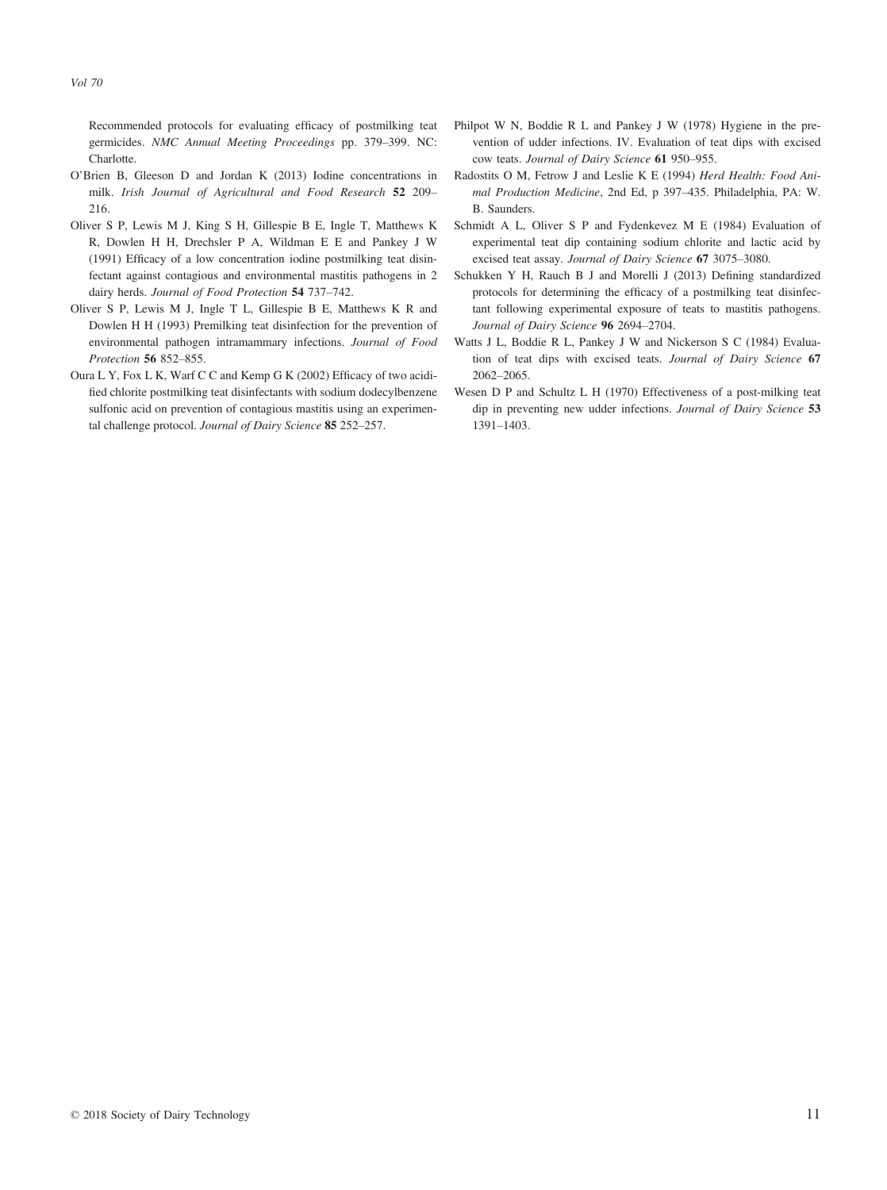Recommended protocols for evaluating efficacy of postmilking teat germicides. *NMC Annual Meeting Proceedings* pp. 379–399. NC: Charlotte.

O'Brien B, Gleeson D and Jordan K (2013) Iodine concentrations in milk. *Irish Journal of Agricultural and Food Research* **52** 209–216.

Oliver S P, Lewis M J, King S H, Gillespie B E, Ingle T, Matthews K R, Dowlen H H, Drechsler P A, Wildman E E and Pankey J W (1991) Efficacy of a low concentration iodine postmilking teat disinfectant against contagious and environmental mastitis pathogens in 2 dairy herds. *Journal of Food Protection* **54** 737–742.

Oliver S P, Lewis M J, Ingle T L, Gillespie B E, Matthews K R and Dowlen H H (1993) Premilking teat disinfection for the prevention of environmental pathogen intramammary infections. *Journal of Food Protection* **56** 852–855.

Oura L Y, Fox L K, Warf C C and Kemp G K (2002) Efficacy of two acidified chlorite postmilking teat disinfectants with sodium dodecylbenzene sulfonic acid on prevention of contagious mastitis using an experimental challenge protocol. *Journal of Dairy Science* **85** 252–257.

Philpot W N, Boddie R L and Pankey J W (1978) Hygiene in the prevention of udder infections. IV. Evaluation of teat dips with excised cow teats. *Journal of Dairy Science* **61** 950–955.

Radostits O M, Fetrow J and Leslie K E (1994) *Herd Health: Food Animal Production Medicine*, 2nd Ed, p 397–435. Philadelphia, PA: W. B. Saunders.

Schmidt A L, Oliver S P and Fydenkevez M E (1984) Evaluation of experimental teat dip containing sodium chlorite and lactic acid by excised teat assay. *Journal of Dairy Science* **67** 3075–3080.

Schukken Y H, Rauch B J and Morelli J (2013) Defining standardized protocols for determining the efficacy of a postmilking teat disinfectant following experimental exposure of teats to mastitis pathogens. *Journal of Dairy Science* **96** 2694–2704.

Watts J L, Boddie R L, Pankey J W and Nickerson S C (1984) Evaluation of teat dips with excised teats. *Journal of Dairy Science* **67** 2062–2065.

Wesen D P and Schultz L H (1970) Effectiveness of a post-milking teat dip in preventing new udder infections. *Journal of Dairy Science* **53** 1391–1403.